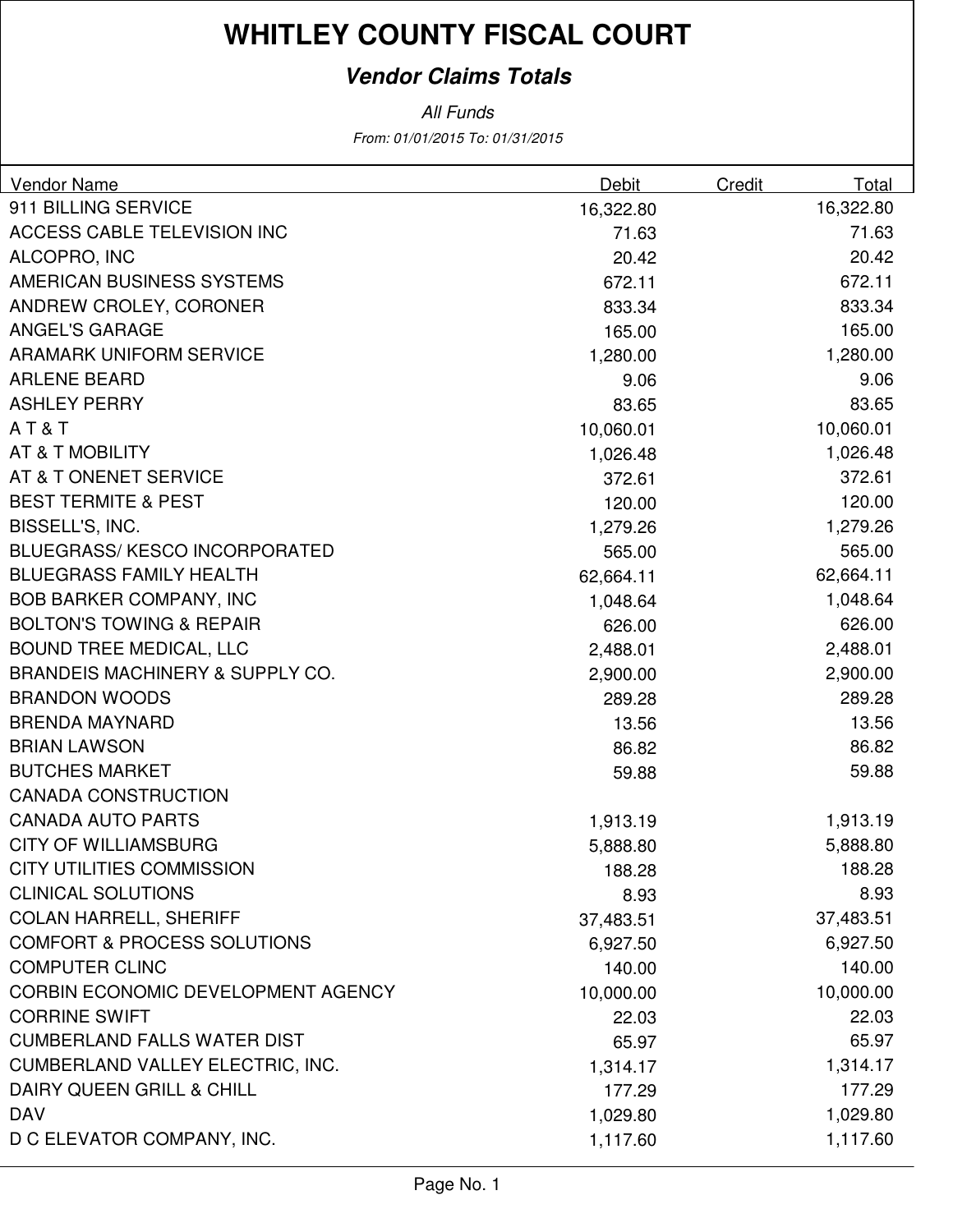# WHITLEY COUNTY FISCAL COURT

## *Vendor Claims Totals*

*All Funds*

*From: 01/01/2015 To: 01/31/2015*

| Vendor Name | Debit | Credit | Total |
|---|---|---|---|
| 911 BILLING SERVICE | 16,322.80 | | 16,322.80 |
| ACCESS CABLE TELEVISION INC | 71.63 | | 71.63 |
| ALCOPRO, INC | 20.42 | | 20.42 |
| AMERICAN BUSINESS SYSTEMS | 672.11 | | 672.11 |
| ANDREW CROLEY, CORONER | 833.34 | | 833.34 |
| ANGEL'S GARAGE | 165.00 | | 165.00 |
| ARAMARK UNIFORM SERVICE | 1,280.00 | | 1,280.00 |
| ARLENE BEARD | 9.06 | | 9.06 |
| ASHLEY PERRY | 83.65 | | 83.65 |
| A T & T | 10,060.01 | | 10,060.01 |
| AT & T MOBILITY | 1,026.48 | | 1,026.48 |
| AT & T ONENET SERVICE | 372.61 | | 372.61 |
| BEST TERMITE & PEST | 120.00 | | 120.00 |
| BISSELL'S, INC. | 1,279.26 | | 1,279.26 |
| BLUEGRASS/ KESCO INCORPORATED | 565.00 | | 565.00 |
| BLUEGRASS FAMILY HEALTH | 62,664.11 | | 62,664.11 |
| BOB BARKER COMPANY, INC | 1,048.64 | | 1,048.64 |
| BOLTON'S TOWING & REPAIR | 626.00 | | 626.00 |
| BOUND TREE MEDICAL, LLC | 2,488.01 | | 2,488.01 |
| BRANDEIS MACHINERY & SUPPLY CO. | 2,900.00 | | 2,900.00 |
| BRANDON WOODS | 289.28 | | 289.28 |
| BRENDA MAYNARD | 13.56 | | 13.56 |
| BRIAN LAWSON | 86.82 | | 86.82 |
| BUTCHES MARKET | 59.88 | | 59.88 |
| CANADA CONSTRUCTION | | | |
| CANADA AUTO PARTS | 1,913.19 | | 1,913.19 |
| CITY OF WILLIAMSBURG | 5,888.80 | | 5,888.80 |
| CITY UTILITIES COMMISSION | 188.28 | | 188.28 |
| CLINICAL SOLUTIONS | 8.93 | | 8.93 |
| COLAN HARRELL, SHERIFF | 37,483.51 | | 37,483.51 |
| COMFORT & PROCESS SOLUTIONS | 6,927.50 | | 6,927.50 |
| COMPUTER CLINC | 140.00 | | 140.00 |
| CORBIN ECONOMIC DEVELOPMENT AGENCY | 10,000.00 | | 10,000.00 |
| CORRINE SWIFT | 22.03 | | 22.03 |
| CUMBERLAND FALLS WATER DIST | 65.97 | | 65.97 |
| CUMBERLAND VALLEY ELECTRIC, INC. | 1,314.17 | | 1,314.17 |
| DAIRY QUEEN GRILL & CHILL | 177.29 | | 177.29 |
| DAV | 1,029.80 | | 1,029.80 |
| D C ELEVATOR COMPANY, INC. | 1,117.60 | | 1,117.60 |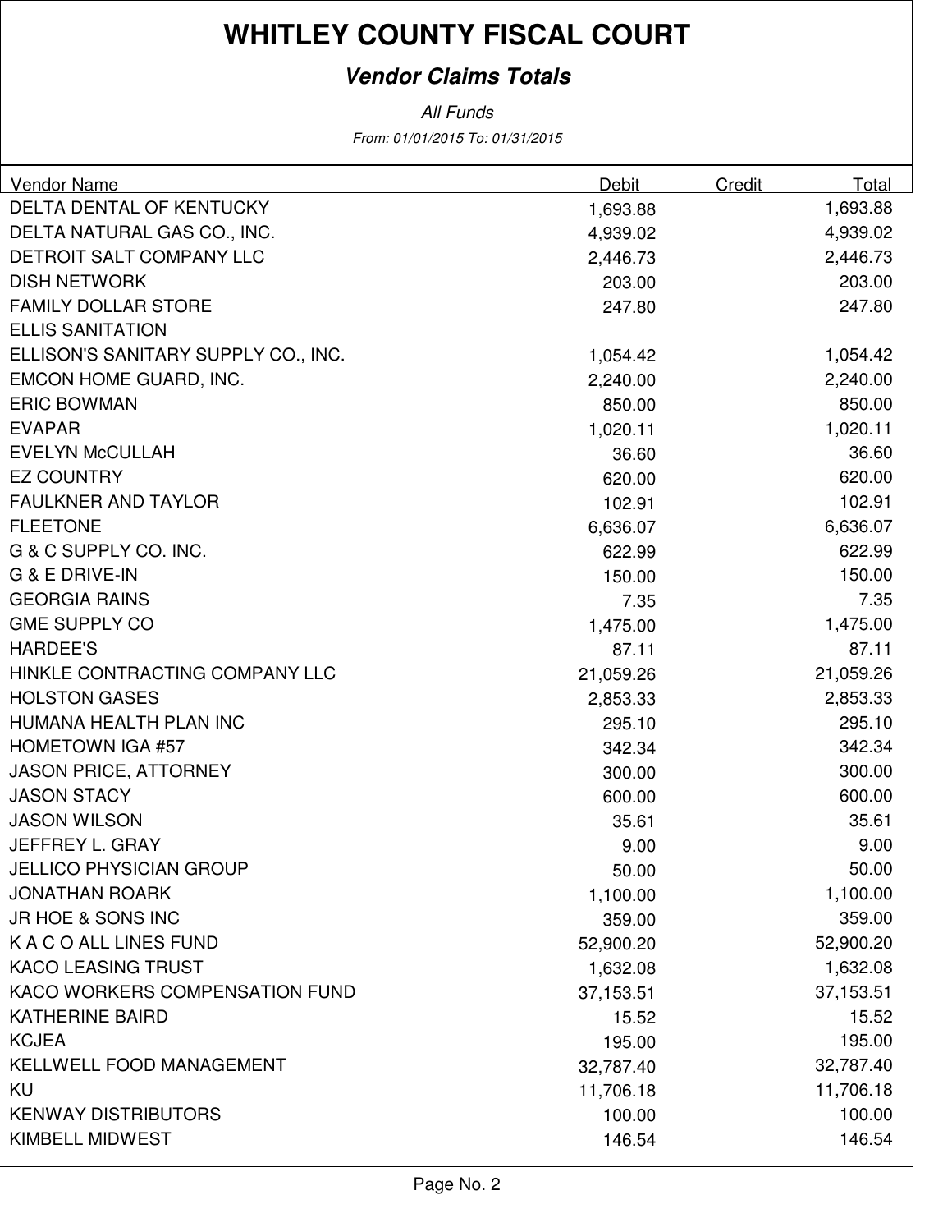# WHITLEY COUNTY FISCAL COURT

## *Vendor Claims Totals*

*All Funds*

*From: 01/01/2015 To: 01/31/2015*

| Vendor Name | Debit | Credit | Total |
|---|---|---|---|
| DELTA DENTAL OF KENTUCKY | 1,693.88 | | 1,693.88 |
| DELTA NATURAL GAS CO., INC. | 4,939.02 | | 4,939.02 |
| DETROIT SALT COMPANY LLC | 2,446.73 | | 2,446.73 |
| DISH NETWORK | 203.00 | | 203.00 |
| FAMILY DOLLAR STORE | 247.80 | | 247.80 |
| ELLIS SANITATION | | | |
| ELLISON'S SANITARY SUPPLY CO., INC. | 1,054.42 | | 1,054.42 |
| EMCON HOME GUARD, INC. | 2,240.00 | | 2,240.00 |
| ERIC BOWMAN | 850.00 | | 850.00 |
| EVAPAR | 1,020.11 | | 1,020.11 |
| EVELYN McCULLAH | 36.60 | | 36.60 |
| EZ COUNTRY | 620.00 | | 620.00 |
| FAULKNER AND TAYLOR | 102.91 | | 102.91 |
| FLEETONE | 6,636.07 | | 6,636.07 |
| G & C SUPPLY CO. INC. | 622.99 | | 622.99 |
| G & E DRIVE-IN | 150.00 | | 150.00 |
| GEORGIA RAINS | 7.35 | | 7.35 |
| GME SUPPLY CO | 1,475.00 | | 1,475.00 |
| HARDEE'S | 87.11 | | 87.11 |
| HINKLE CONTRACTING COMPANY LLC | 21,059.26 | | 21,059.26 |
| HOLSTON GASES | 2,853.33 | | 2,853.33 |
| HUMANA HEALTH PLAN INC | 295.10 | | 295.10 |
| HOMETOWN IGA #57 | 342.34 | | 342.34 |
| JASON PRICE, ATTORNEY | 300.00 | | 300.00 |
| JASON STACY | 600.00 | | 600.00 |
| JASON WILSON | 35.61 | | 35.61 |
| JEFFREY L. GRAY | 9.00 | | 9.00 |
| JELLICO PHYSICIAN GROUP | 50.00 | | 50.00 |
| JONATHAN ROARK | 1,100.00 | | 1,100.00 |
| JR HOE & SONS INC | 359.00 | | 359.00 |
| K A C O ALL LINES FUND | 52,900.20 | | 52,900.20 |
| KACO LEASING TRUST | 1,632.08 | | 1,632.08 |
| KACO WORKERS COMPENSATION FUND | 37,153.51 | | 37,153.51 |
| KATHERINE BAIRD | 15.52 | | 15.52 |
| KCJEA | 195.00 | | 195.00 |
| KELLWELL FOOD MANAGEMENT | 32,787.40 | | 32,787.40 |
| KU | 11,706.18 | | 11,706.18 |
| KENWAY DISTRIBUTORS | 100.00 | | 100.00 |
| KIMBELL MIDWEST | 146.54 | | 146.54 |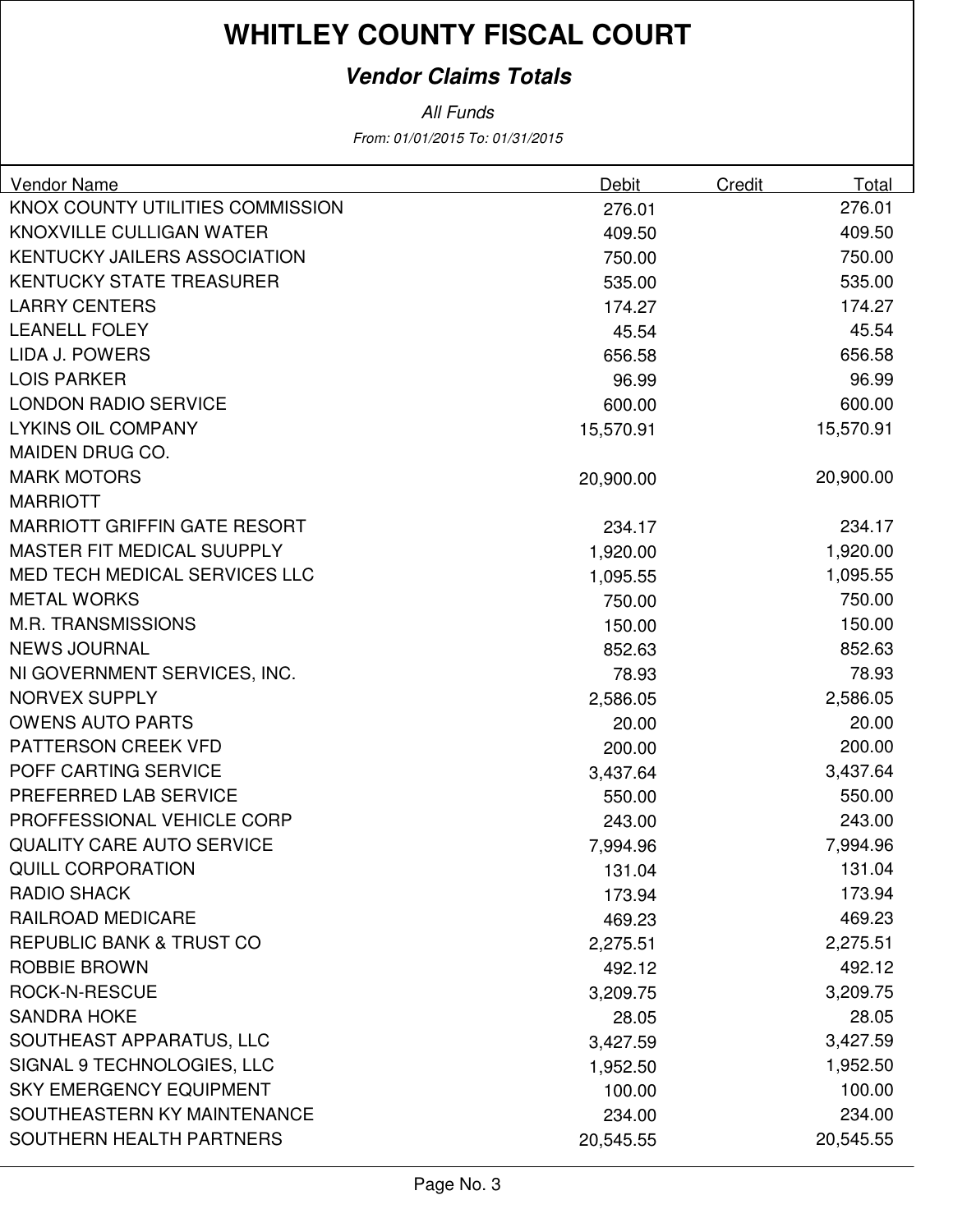# WHITLEY COUNTY FISCAL COURT

## *Vendor Claims Totals*

*All Funds*

*From: 01/01/2015 To: 01/31/2015*

| Vendor Name | Debit | Credit | Total |
|---|---|---|---|
| KNOX COUNTY UTILITIES COMMISSION | 276.01 | | 276.01 |
| KNOXVILLE CULLIGAN WATER | 409.50 | | 409.50 |
| KENTUCKY JAILERS ASSOCIATION | 750.00 | | 750.00 |
| KENTUCKY STATE TREASURER | 535.00 | | 535.00 |
| LARRY CENTERS | 174.27 | | 174.27 |
| LEANELL FOLEY | 45.54 | | 45.54 |
| LIDA J. POWERS | 656.58 | | 656.58 |
| LOIS PARKER | 96.99 | | 96.99 |
| LONDON RADIO SERVICE | 600.00 | | 600.00 |
| LYKINS OIL COMPANY | 15,570.91 | | 15,570.91 |
| MAIDEN DRUG CO. | | | |
| MARK MOTORS | 20,900.00 | | 20,900.00 |
| MARRIOTT | | | |
| MARRIOTT GRIFFIN GATE RESORT | 234.17 | | 234.17 |
| MASTER FIT MEDICAL SUUPPLY | 1,920.00 | | 1,920.00 |
| MED TECH MEDICAL SERVICES LLC | 1,095.55 | | 1,095.55 |
| METAL WORKS | 750.00 | | 750.00 |
| M.R. TRANSMISSIONS | 150.00 | | 150.00 |
| NEWS JOURNAL | 852.63 | | 852.63 |
| NI GOVERNMENT SERVICES, INC. | 78.93 | | 78.93 |
| NORVEX SUPPLY | 2,586.05 | | 2,586.05 |
| OWENS AUTO PARTS | 20.00 | | 20.00 |
| PATTERSON CREEK VFD | 200.00 | | 200.00 |
| POFF CARTING SERVICE | 3,437.64 | | 3,437.64 |
| PREFERRED LAB SERVICE | 550.00 | | 550.00 |
| PROFFESSIONAL VEHICLE CORP | 243.00 | | 243.00 |
| QUALITY CARE AUTO SERVICE | 7,994.96 | | 7,994.96 |
| QUILL CORPORATION | 131.04 | | 131.04 |
| RADIO SHACK | 173.94 | | 173.94 |
| RAILROAD MEDICARE | 469.23 | | 469.23 |
| REPUBLIC BANK & TRUST CO | 2,275.51 | | 2,275.51 |
| ROBBIE BROWN | 492.12 | | 492.12 |
| ROCK-N-RESCUE | 3,209.75 | | 3,209.75 |
| SANDRA HOKE | 28.05 | | 28.05 |
| SOUTHEAST APPARATUS, LLC | 3,427.59 | | 3,427.59 |
| SIGNAL 9 TECHNOLOGIES, LLC | 1,952.50 | | 1,952.50 |
| SKY EMERGENCY EQUIPMENT | 100.00 | | 100.00 |
| SOUTHEASTERN KY MAINTENANCE | 234.00 | | 234.00 |
| SOUTHERN HEALTH PARTNERS | 20,545.55 | | 20,545.55 |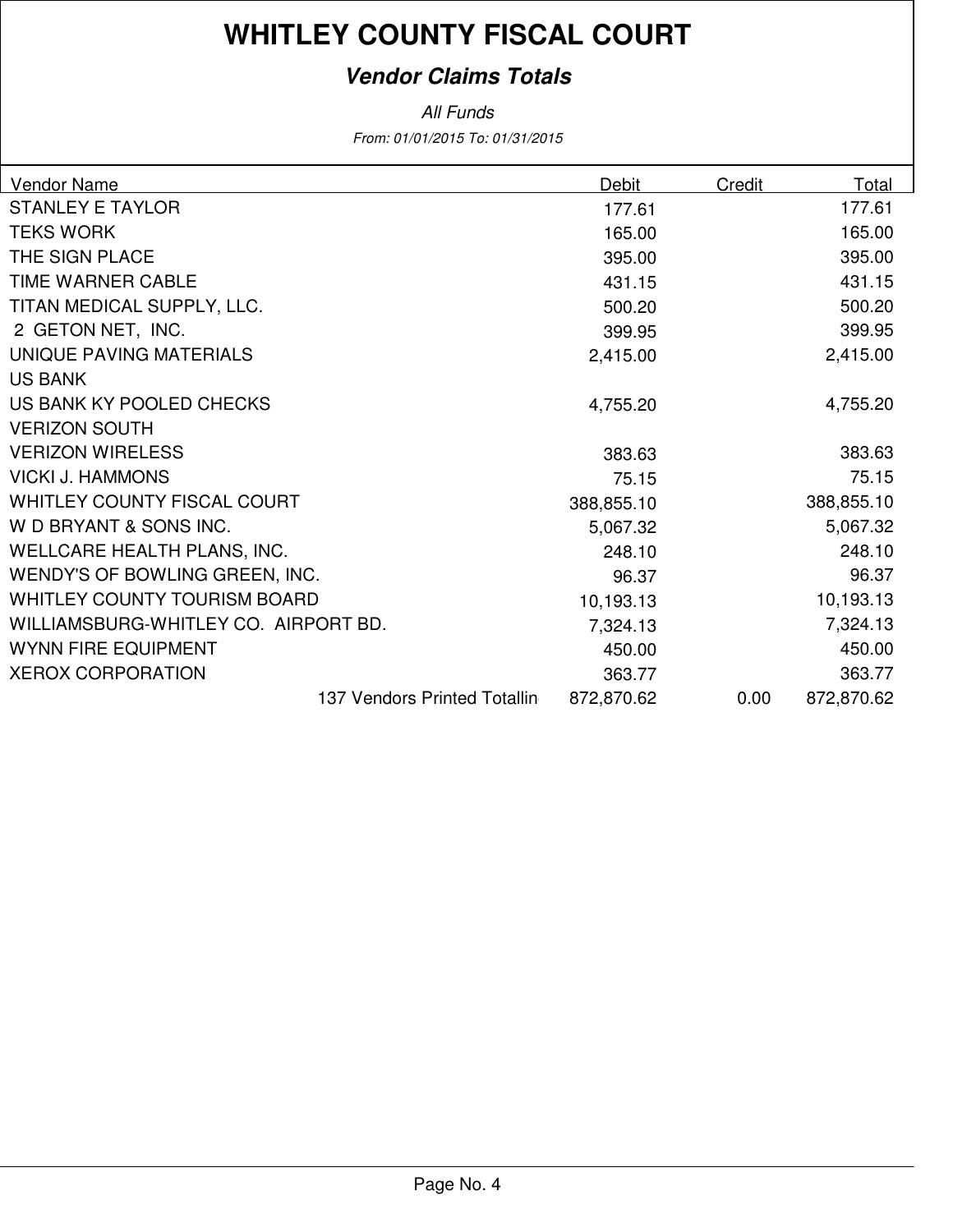# WHITLEY COUNTY FISCAL COURT

## *Vendor Claims Totals*

*All Funds*

*From: 01/01/2015 To: 01/31/2015*

| Vendor Name | Debit | Credit | Total |
|---|---|---|---|
| STANLEY E TAYLOR | 177.61 | | 177.61 |
| TEKS WORK | 165.00 | | 165.00 |
| THE SIGN PLACE | 395.00 | | 395.00 |
| TIME WARNER CABLE | 431.15 | | 431.15 |
| TITAN MEDICAL SUPPLY, LLC. | 500.20 | | 500.20 |
| 2 GETON NET, INC. | 399.95 | | 399.95 |
| UNIQUE PAVING MATERIALS | 2,415.00 | | 2,415.00 |
| US BANK | | | |
| US BANK KY POOLED CHECKS | 4,755.20 | | 4,755.20 |
| VERIZON SOUTH | | | |
| VERIZON WIRELESS | 383.63 | | 383.63 |
| VICKI J. HAMMONS | 75.15 | | 75.15 |
| WHITLEY COUNTY FISCAL COURT | 388,855.10 | | 388,855.10 |
| W D BRYANT & SONS INC. | 5,067.32 | | 5,067.32 |
| WELLCARE HEALTH PLANS, INC. | 248.10 | | 248.10 |
| WENDY'S OF BOWLING GREEN, INC. | 96.37 | | 96.37 |
| WHITLEY COUNTY TOURISM BOARD | 10,193.13 | | 10,193.13 |
| WILLIAMSBURG-WHITLEY CO. AIRPORT BD. | 7,324.13 | | 7,324.13 |
| WYNN FIRE EQUIPMENT | 450.00 | | 450.00 |
| XEROX CORPORATION | 363.77 | | 363.77 |
| 137 Vendors Printed Totallin | 872,870.62 | 0.00 | 872,870.62 |